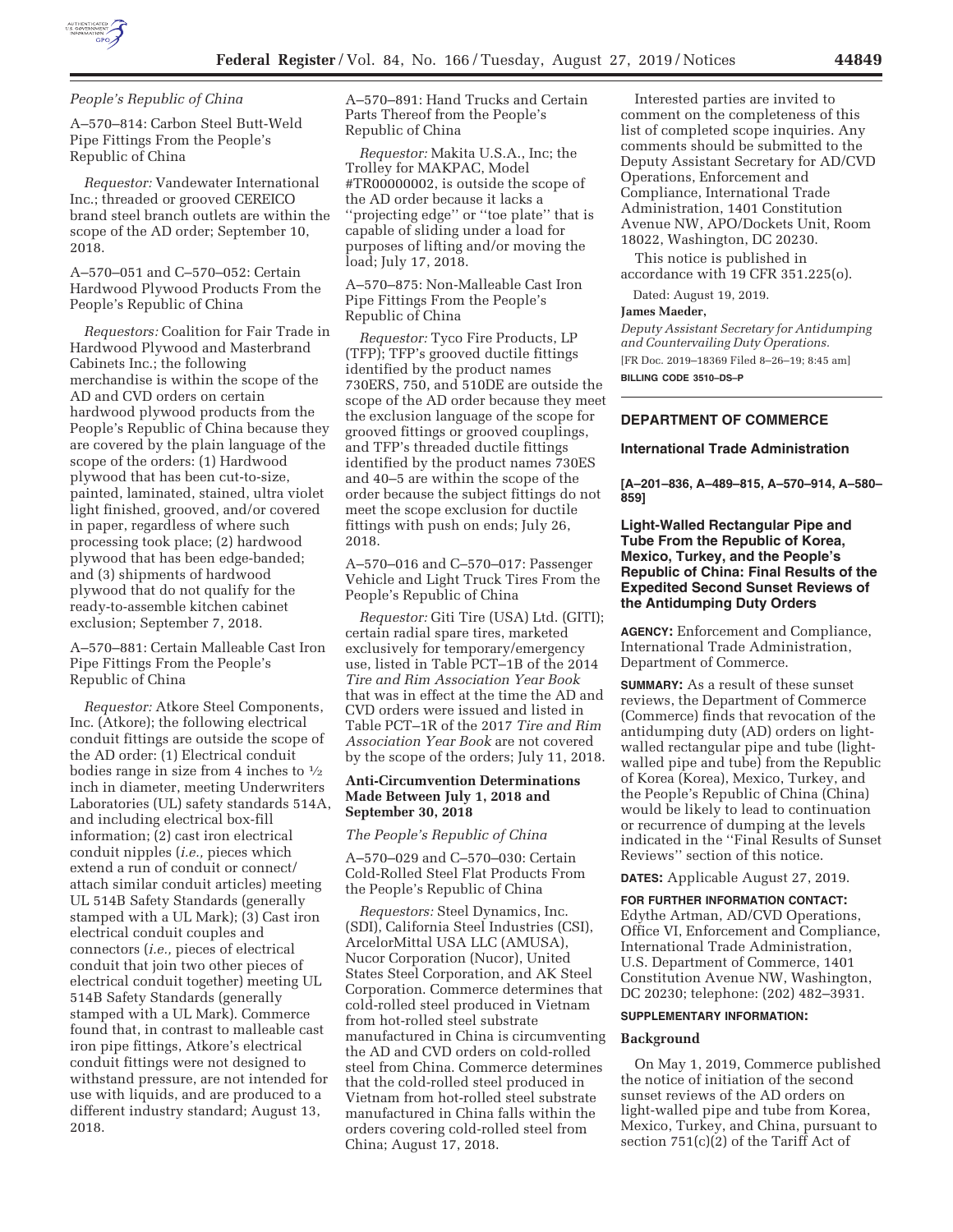*People's Republic of China*

A–570–814: Carbon Steel Butt-Weld Pipe Fittings From the People's Republic of China

*Requestor:* Vandewater International Inc.; threaded or grooved CEREICO brand steel branch outlets are within the scope of the AD order; September 10, 2018.

A–570–051 and C–570–052: Certain Hardwood Plywood Products From the People's Republic of China

*Requestors:* Coalition for Fair Trade in Hardwood Plywood and Masterbrand Cabinets Inc.; the following merchandise is within the scope of the AD and CVD orders on certain hardwood plywood products from the People's Republic of China because they are covered by the plain language of the scope of the orders: (1) Hardwood plywood that has been cut-to-size, painted, laminated, stained, ultra violet light finished, grooved, and/or covered in paper, regardless of where such processing took place; (2) hardwood plywood that has been edge-banded; and (3) shipments of hardwood plywood that do not qualify for the ready-to-assemble kitchen cabinet exclusion; September 7, 2018.

A–570–881: Certain Malleable Cast Iron Pipe Fittings From the People's Republic of China

*Requestor:* Atkore Steel Components, Inc. (Atkore); the following electrical conduit fittings are outside the scope of the AD order: (1) Electrical conduit bodies range in size from 4 inches to ½ inch in diameter, meeting Underwriters Laboratories (UL) safety standards 514A, and including electrical box-fill information; (2) cast iron electrical conduit nipples (*i.e.,* pieces which extend a run of conduit or connect/attach similar conduit articles) meeting UL 514B Safety Standards (generally stamped with a UL Mark); (3) Cast iron electrical conduit couples and connectors (*i.e.,* pieces of electrical conduit that join two other pieces of electrical conduit together) meeting UL 514B Safety Standards (generally stamped with a UL Mark). Commerce found that, in contrast to malleable cast iron pipe fittings, Atkore's electrical conduit fittings were not designed to withstand pressure, are not intended for use with liquids, and are produced to a different industry standard; August 13, 2018.

A–570–891: Hand Trucks and Certain Parts Thereof from the People's Republic of China

*Requestor:* Makita U.S.A., Inc; the Trolley for MAKPAC, Model #TR00000002, is outside the scope of the AD order because it lacks a ''projecting edge'' or ''toe plate'' that is capable of sliding under a load for purposes of lifting and/or moving the load; July 17, 2018.

A–570–875: Non-Malleable Cast Iron Pipe Fittings From the People's Republic of China

*Requestor:* Tyco Fire Products, LP (TFP); TFP's grooved ductile fittings identified by the product names 730ERS, 750, and 510DE are outside the scope of the AD order because they meet the exclusion language of the scope for grooved fittings or grooved couplings, and TFP's threaded ductile fittings identified by the product names 730ES and 40–5 are within the scope of the order because the subject fittings do not meet the scope exclusion for ductile fittings with push on ends; July 26, 2018.

A–570–016 and C–570–017: Passenger Vehicle and Light Truck Tires From the People's Republic of China

*Requestor:* Giti Tire (USA) Ltd. (GITI); certain radial spare tires, marketed exclusively for temporary/emergency use, listed in Table PCT–1B of the 2014 *Tire and Rim Association Year Book* that was in effect at the time the AD and CVD orders were issued and listed in Table PCT–1R of the 2017 *Tire and Rim Association Year Book* are not covered by the scope of the orders; July 11, 2018.

**Anti-Circumvention Determinations Made Between July 1, 2018 and September 30, 2018**

*The People's Republic of China*

A–570–029 and C–570–030: Certain Cold-Rolled Steel Flat Products From the People's Republic of China

*Requestors:* Steel Dynamics, Inc. (SDI), California Steel Industries (CSI), ArcelorMittal USA LLC (AMUSA), Nucor Corporation (Nucor), United States Steel Corporation, and AK Steel Corporation. Commerce determines that cold-rolled steel produced in Vietnam from hot-rolled steel substrate manufactured in China is circumventing the AD and CVD orders on cold-rolled steel from China. Commerce determines that the cold-rolled steel produced in Vietnam from hot-rolled steel substrate manufactured in China falls within the orders covering cold-rolled steel from China; August 17, 2018.

Interested parties are invited to comment on the completeness of this list of completed scope inquiries. Any comments should be submitted to the Deputy Assistant Secretary for AD/CVD Operations, Enforcement and Compliance, International Trade Administration, 1401 Constitution Avenue NW, APO/Dockets Unit, Room 18022, Washington, DC 20230.

This notice is published in accordance with 19 CFR 351.225(o).

Dated: August 19, 2019.

**James Maeder,**

*Deputy Assistant Secretary for Antidumping and Countervailing Duty Operations.*

[FR Doc. 2019–18369 Filed 8–26–19; 8:45 am]

**BILLING CODE 3510–DS–P**

---

## DEPARTMENT OF COMMERCE

### International Trade Administration

**[A–201–836, A–489–815, A–570–914, A–580–859]**

### Light-Walled Rectangular Pipe and Tube From the Republic of Korea, Mexico, Turkey, and the People's Republic of China: Final Results of the Expedited Second Sunset Reviews of the Antidumping Duty Orders

**AGENCY:** Enforcement and Compliance, International Trade Administration, Department of Commerce.

**SUMMARY:** As a result of these sunset reviews, the Department of Commerce (Commerce) finds that revocation of the antidumping duty (AD) orders on light-walled rectangular pipe and tube (light-walled pipe and tube) from the Republic of Korea (Korea), Mexico, Turkey, and the People's Republic of China (China) would be likely to lead to continuation or recurrence of dumping at the levels indicated in the ''Final Results of Sunset Reviews'' section of this notice.

**DATES:** Applicable August 27, 2019.

**FOR FURTHER INFORMATION CONTACT:** Edythe Artman, AD/CVD Operations, Office VI, Enforcement and Compliance, International Trade Administration, U.S. Department of Commerce, 1401 Constitution Avenue NW, Washington, DC 20230; telephone: (202) 482–3931.

**SUPPLEMENTARY INFORMATION:**

**Background**

On May 1, 2019, Commerce published the notice of initiation of the second sunset reviews of the AD orders on light-walled pipe and tube from Korea, Mexico, Turkey, and China, pursuant to section 751(c)(2) of the Tariff Act of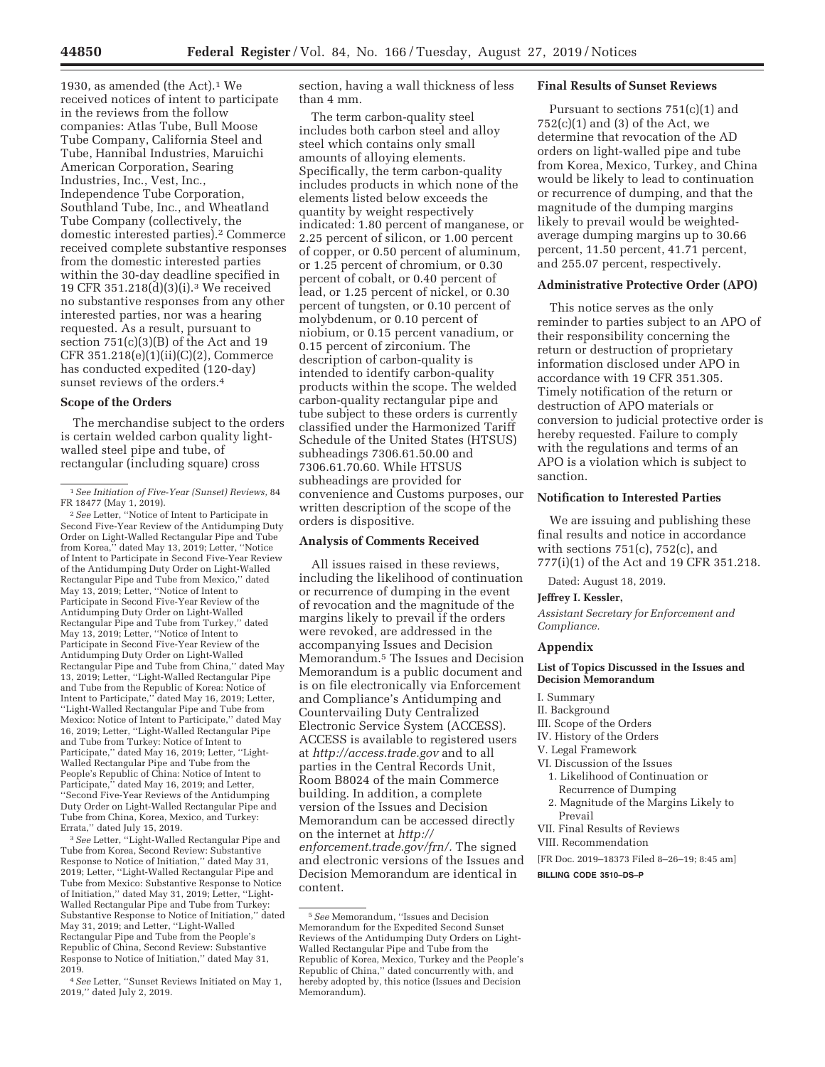1930, as amended (the Act).[1] We received notices of intent to participate in the reviews from the follow companies: Atlas Tube, Bull Moose Tube Company, California Steel and Tube, Hannibal Industries, Maruichi American Corporation, Searing Industries, Inc., Vest, Inc., Independence Tube Corporation, Southland Tube, Inc., and Wheatland Tube Company (collectively, the domestic interested parties).[2] Commerce received complete substantive responses from the domestic interested parties within the 30-day deadline specified in 19 CFR 351.218(d)(3)(i).[3] We received no substantive responses from any other interested parties, nor was a hearing requested. As a result, pursuant to section 751(c)(3)(B) of the Act and 19 CFR 351.218(e)(1)(ii)(C)(2), Commerce has conducted expedited (120-day) sunset reviews of the orders.[4]

**Scope of the Orders**

The merchandise subject to the orders is certain welded carbon quality light-walled steel pipe and tube, of rectangular (including square) cross section, having a wall thickness of less than 4 mm.

The term carbon-quality steel includes both carbon steel and alloy steel which contains only small amounts of alloying elements. Specifically, the term carbon-quality includes products in which none of the elements listed below exceeds the quantity by weight respectively indicated: 1.80 percent of manganese, or 2.25 percent of silicon, or 1.00 percent of copper, or 0.50 percent of aluminum, or 1.25 percent of chromium, or 0.30 percent of cobalt, or 0.40 percent of lead, or 1.25 percent of nickel, or 0.30 percent of tungsten, or 0.10 percent of molybdenum, or 0.10 percent of niobium, or 0.15 percent vanadium, or 0.15 percent of zirconium. The description of carbon-quality is intended to identify carbon-quality products within the scope. The welded carbon-quality rectangular pipe and tube subject to these orders is currently classified under the Harmonized Tariff Schedule of the United States (HTSUS) subheadings 7306.61.50.00 and 7306.61.70.60. While HTSUS subheadings are provided for convenience and Customs purposes, our written description of the scope of the orders is dispositive.

**Analysis of Comments Received**

All issues raised in these reviews, including the likelihood of continuation or recurrence of dumping in the event of revocation and the magnitude of the margins likely to prevail if the orders were revoked, are addressed in the accompanying Issues and Decision Memorandum.[5] The Issues and Decision Memorandum is a public document and is on file electronically via Enforcement and Compliance's Antidumping and Countervailing Duty Centralized Electronic Service System (ACCESS). ACCESS is available to registered users at *http://access.trade.gov* and to all parties in the Central Records Unit, Room B8024 of the main Commerce building. In addition, a complete version of the Issues and Decision Memorandum can be accessed directly on the internet at *http://enforcement.trade.gov/frn/*. The signed and electronic versions of the Issues and Decision Memorandum are identical in content.

**Final Results of Sunset Reviews**

Pursuant to sections 751(c)(1) and 752(c)(1) and (3) of the Act, we determine that revocation of the AD orders on light-walled pipe and tube from Korea, Mexico, Turkey, and China would be likely to lead to continuation or recurrence of dumping, and that the magnitude of the dumping margins likely to prevail would be weighted-average dumping margins up to 30.66 percent, 11.50 percent, 41.71 percent, and 255.07 percent, respectively.

**Administrative Protective Order (APO)**

This notice serves as the only reminder to parties subject to an APO of their responsibility concerning the return or destruction of proprietary information disclosed under APO in accordance with 19 CFR 351.305. Timely notification of the return or destruction of APO materials or conversion to judicial protective order is hereby requested. Failure to comply with the regulations and terms of an APO is a violation which is subject to sanction.

**Notification to Interested Parties**

We are issuing and publishing these final results and notice in accordance with sections 751(c), 752(c), and 777(i)(1) of the Act and 19 CFR 351.218.

Dated: August 18, 2019.

**Jeffrey I. Kessler,**

*Assistant Secretary for Enforcement and Compliance.*

**Appendix**

**List of Topics Discussed in the Issues and Decision Memorandum**

I. Summary
II. Background
III. Scope of the Orders
IV. History of the Orders
V. Legal Framework
VI. Discussion of the Issues
  1. Likelihood of Continuation or Recurrence of Dumping
  2. Magnitude of the Margins Likely to Prevail
VII. Final Results of Reviews
VIII. Recommendation

[FR Doc. 2019–18373 Filed 8–26–19; 8:45 am]

**BILLING CODE 3510–DS–P**

---

[1] *See Initiation of Five-Year (Sunset) Reviews,* 84 FR 18477 (May 1, 2019).

[2] *See* Letter, ''Notice of Intent to Participate in Second Five-Year Review of the Antidumping Duty Order on Light-Walled Rectangular Pipe and Tube from Korea,'' dated May 13, 2019; Letter, ''Notice of Intent to Participate in Second Five-Year Review of the Antidumping Duty Order on Light-Walled Rectangular Pipe and Tube from Mexico,'' dated May 13, 2019; Letter, ''Notice of Intent to Participate in Second Five-Year Review of the Antidumping Duty Order on Light-Walled Rectangular Pipe and Tube from Turkey,'' dated May 13, 2019; Letter, ''Notice of Intent to Participate in Second Five-Year Review of the Antidumping Duty Order on Light-Walled Rectangular Pipe and Tube from China,'' dated May 13, 2019; Letter, ''Light-Walled Rectangular Pipe and Tube from the Republic of Korea: Notice of Intent to Participate,'' dated May 16, 2019; Letter, ''Light-Walled Rectangular Pipe and Tube from Mexico: Notice of Intent to Participate,'' dated May 16, 2019; Letter, ''Light-Walled Rectangular Pipe and Tube from Turkey: Notice of Intent to Participate,'' dated May 16, 2019; Letter, ''Light-Walled Rectangular Pipe and Tube from the People's Republic of China: Notice of Intent to Participate,'' dated May 16, 2019; and Letter, ''Second Five-Year Reviews of the Antidumping Duty Order on Light-Walled Rectangular Pipe and Tube from China, Korea, Mexico, and Turkey: Errata,'' dated July 15, 2019.

[3] *See* Letter, ''Light-Walled Rectangular Pipe and Tube from Korea, Second Review: Substantive Response to Notice of Initiation,'' dated May 31, 2019; Letter, ''Light-Walled Rectangular Pipe and Tube from Mexico: Substantive Response to Notice of Initiation,'' dated May 31, 2019; Letter, ''Light-Walled Rectangular Pipe and Tube from Turkey: Substantive Response to Notice of Initiation,'' dated May 31, 2019; and Letter, ''Light-Walled Rectangular Pipe and Tube from the People's Republic of China, Second Review: Substantive Response to Notice of Initiation,'' dated May 31, 2019.

[4] *See* Letter, ''Sunset Reviews Initiated on May 1, 2019,'' dated July 2, 2019.

[5] *See* Memorandum, ''Issues and Decision Memorandum for the Expedited Second Sunset Reviews of the Antidumping Duty Orders on Light-Walled Rectangular Pipe and Tube from the Republic of Korea, Mexico, Turkey and the People's Republic of China,'' dated concurrently with, and hereby adopted by, this notice (Issues and Decision Memorandum).